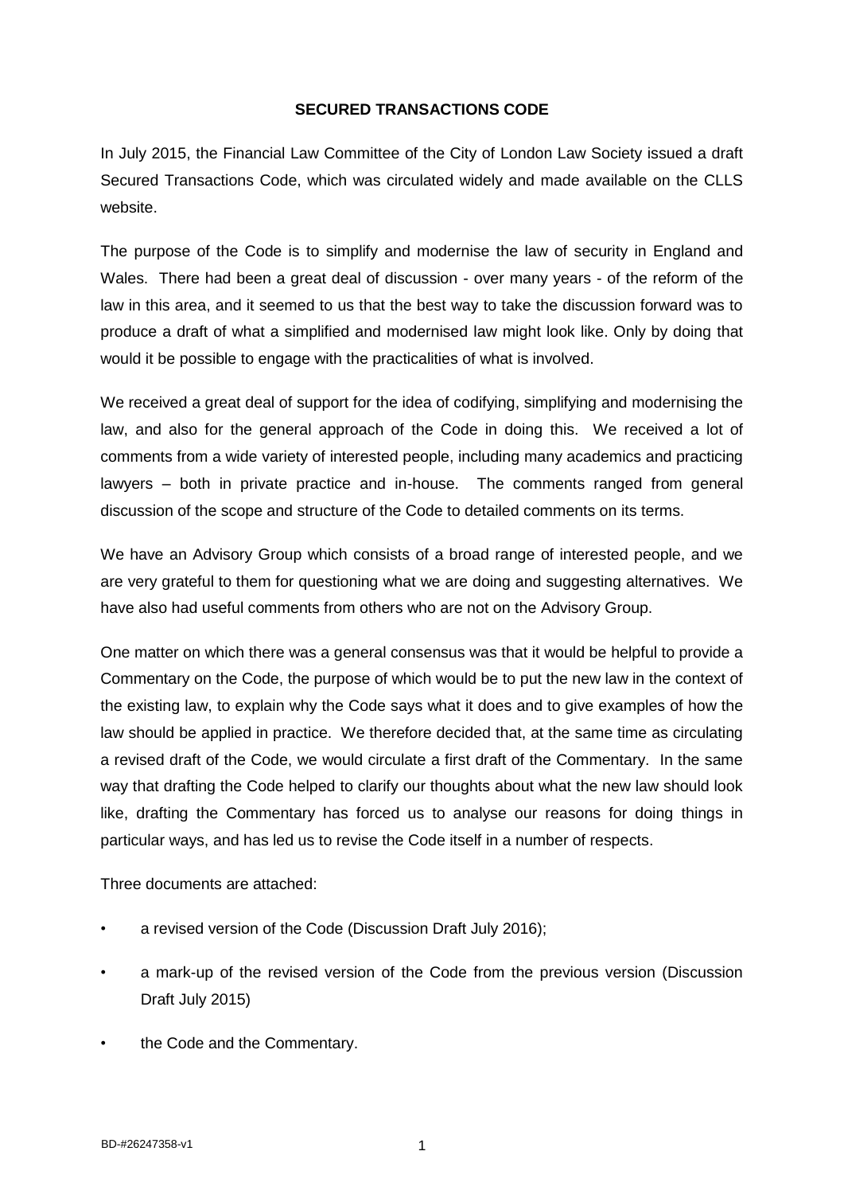# SECURED TRANSACTIONS CODE

In July 2015, the Financial Law Committee of the City of London Law Society issued a draft Secured Transactions Code, which was circulated widely and made available on the CLLS website.

The purpose of the Code is to simplify and modernise the law of security in England and Wales. There had been a great deal of discussion - over many years - of the reform of the law in this area, and it seemed to us that the best way to take the discussion forward was to produce a draft of what a simplified and modernised law might look like. Only by doing that would it be possible to engage with the practicalities of what is involved.

We received a great deal of support for the idea of codifying, simplifying and modernising the law, and also for the general approach of the Code in doing this. We received a lot of comments from a wide variety of interested people, including many academics and practicing lawyers – both in private practice and in-house. The comments ranged from general discussion of the scope and structure of the Code to detailed comments on its terms.

We have an Advisory Group which consists of a broad range of interested people, and we are very grateful to them for questioning what we are doing and suggesting alternatives. We have also had useful comments from others who are not on the Advisory Group.

One matter on which there was a general consensus was that it would be helpful to provide a Commentary on the Code, the purpose of which would be to put the new law in the context of the existing law, to explain why the Code says what it does and to give examples of how the law should be applied in practice. We therefore decided that, at the same time as circulating a revised draft of the Code, we would circulate a first draft of the Commentary. In the same way that drafting the Code helped to clarify our thoughts about what the new law should look like, drafting the Commentary has forced us to analyse our reasons for doing things in particular ways, and has led us to revise the Code itself in a number of respects.

Three documents are attached:

- a revised version of the Code (Discussion Draft July 2016);
- a mark-up of the revised version of the Code from the previous version (Discussion Draft July 2015)
- the Code and the Commentary.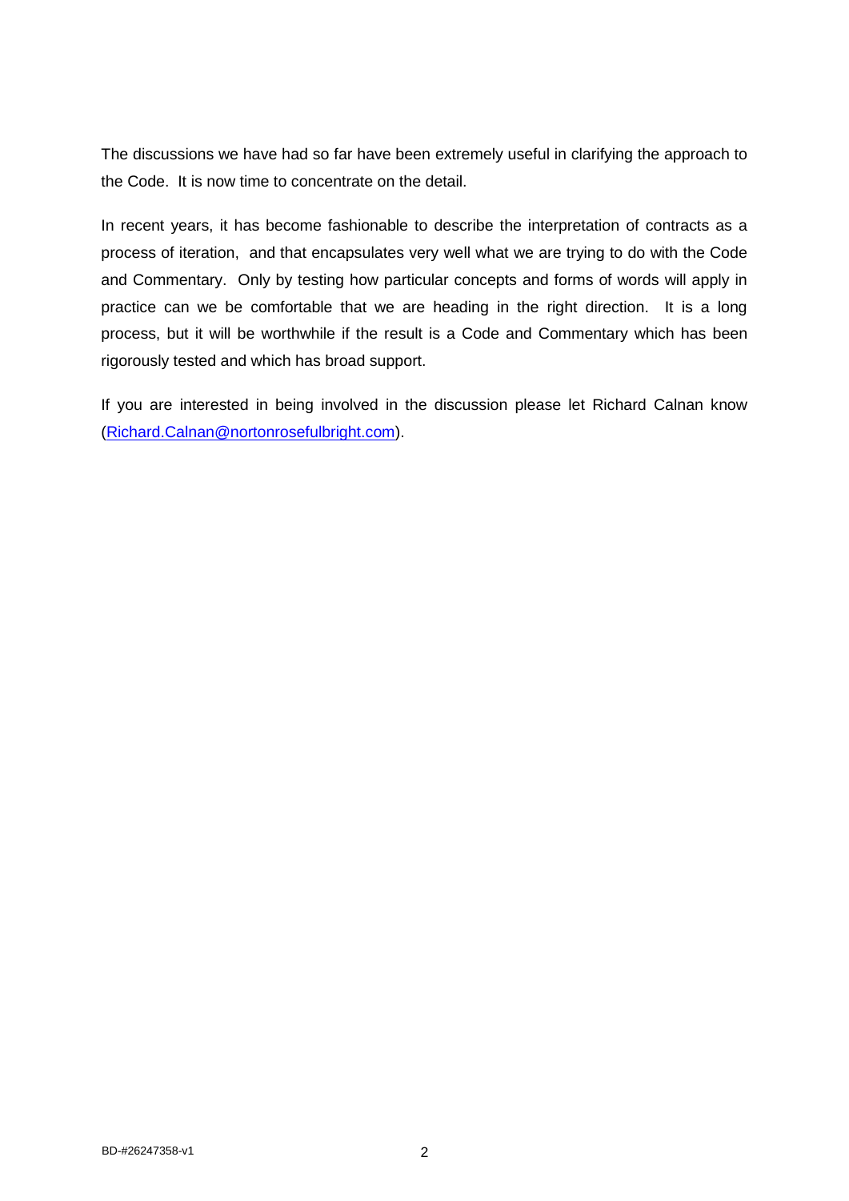The discussions we have had so far have been extremely useful in clarifying the approach to the Code. It is now time to concentrate on the detail.

In recent years, it has become fashionable to describe the interpretation of contracts as a process of iteration, and that encapsulates very well what we are trying to do with the Code and Commentary. Only by testing how particular concepts and forms of words will apply in practice can we be comfortable that we are heading in the right direction. It is a long process, but it will be worthwhile if the result is a Code and Commentary which has been rigorously tested and which has broad support.

If you are interested in being involved in the discussion please let Richard Calnan know (Richard.Calnan@nortonrosefulbright.com).